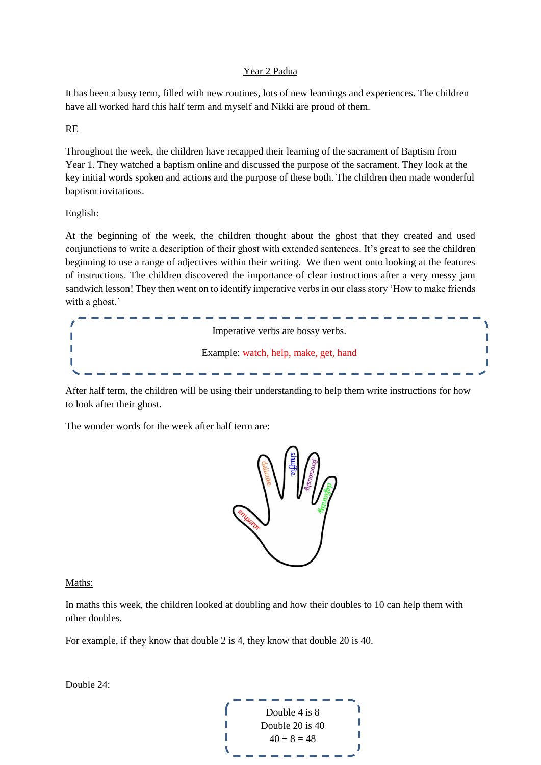## Year 2 Padua

It has been a busy term, filled with new routines, lots of new learnings and experiences. The children have all worked hard this half term and myself and Nikki are proud of them.

### RE

Throughout the week, the children have recapped their learning of the sacrament of Baptism from Year 1. They watched a baptism online and discussed the purpose of the sacrament. They look at the key initial words spoken and actions and the purpose of these both. The children then made wonderful baptism invitations.

### English:

At the beginning of the week, the children thought about the ghost that they created and used conjunctions to write a description of their ghost with extended sentences. It's great to see the children beginning to use a range of adjectives within their writing. We then went onto looking at the features of instructions. The children discovered the importance of clear instructions after a very messy jam sandwich lesson! They then went on to identify imperative verbs in our class story 'How to make friends with a ghost.'

> Imperative verbs are bossy verbs.
>
> Example: watch, help, make, get, hand

After half term, the children will be using their understanding to help them write instructions for how to look after their ghost.

The wonder words for the week after half term are:

emperor, delicate, shuffle, ferociously, defiantly

### Maths:

In maths this week, the children looked at doubling and how their doubles to 10 can help them with other doubles.

For example, if they know that double 2 is 4, they know that double 20 is 40.

Double 24:

> Double 4 is 8
> Double 20 is 40
> 40 + 8 = 48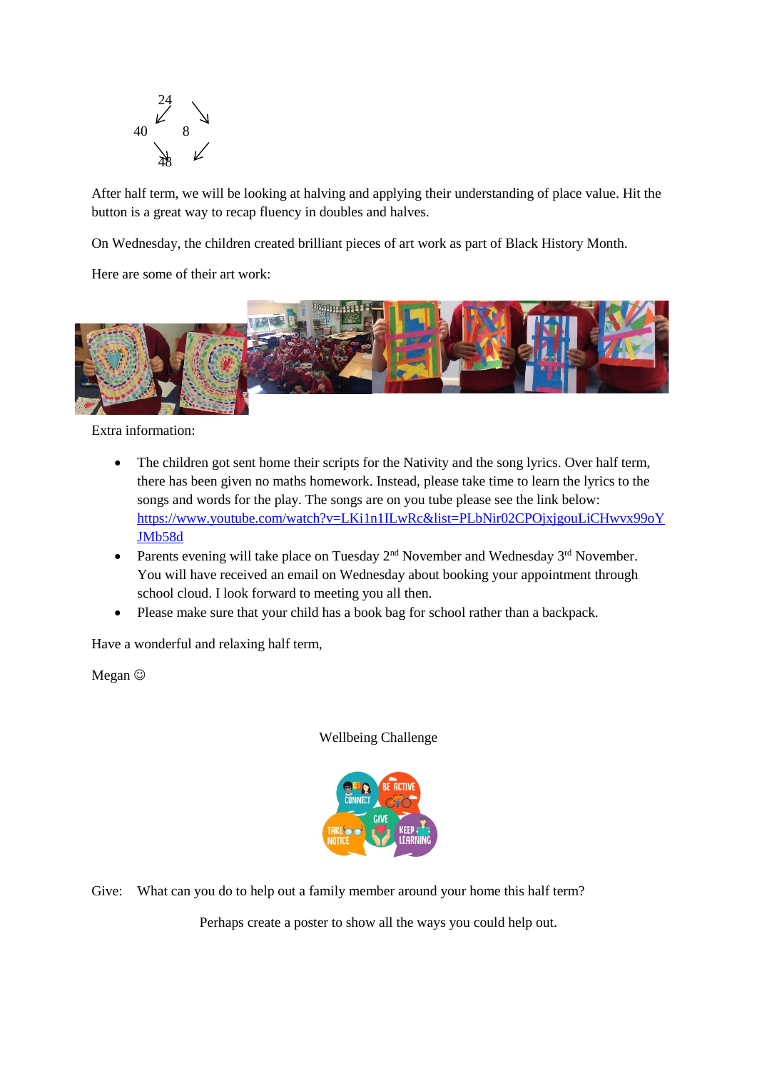24

40 8

48

After half term, we will be looking at halving and applying their understanding of place value. Hit the button is a great way to recap fluency in doubles and halves.

On Wednesday, the children created brilliant pieces of art work as part of Black History Month.

Here are some of their art work:

Extra information:

- The children got sent home their scripts for the Nativity and the song lyrics. Over half term, there has been given no maths homework. Instead, please take time to learn the lyrics to the songs and words for the play. The songs are on you tube please see the link below: https://www.youtube.com/watch?v=LKi1n1ILwRc&list=PLbNir02CPOjxjgouLiCHwvx99oYJMb58d
- Parents evening will take place on Tuesday 2nd November and Wednesday 3rd November. You will have received an email on Wednesday about booking your appointment through school cloud. I look forward to meeting you all then.
- Please make sure that your child has a book bag for school rather than a backpack.

Have a wonderful and relaxing half term,

Megan ☺

Wellbeing Challenge

Give: What can you do to help out a family member around your home this half term?

Perhaps create a poster to show all the ways you could help out.